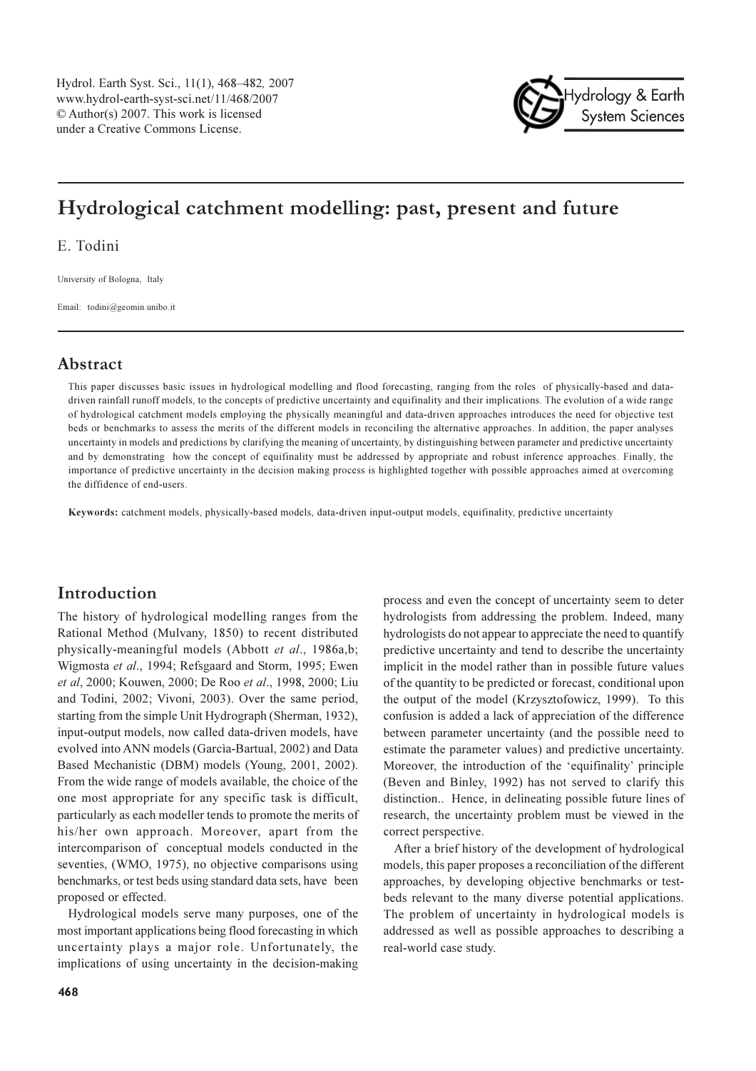# Hydrological catchment modelling: past, present and future

E. Todini

University of Bologna, Italy

Email: todini@geomin.unibo.it

## Abstract

This paper discusses basic issues in hydrological modelling and flood forecasting, ranging from the roles of physically-based and data-driven rainfall runoff models, to the concepts of predictive uncertainty and equifinality and their implications. The evolution of a wide range of hydrological catchment models employing the physically meaningful and data-driven approaches introduces the need for objective test beds or benchmarks to assess the merits of the different models in reconciling the alternative approaches. In addition, the paper analyses uncertainty in models and predictions by clarifying the meaning of uncertainty, by distinguishing between parameter and predictive uncertainty and by demonstrating how the concept of equifinality must be addressed by appropriate and robust inference approaches. Finally, the importance of predictive uncertainty in the decision making process is highlighted together with possible approaches aimed at overcoming the diffidence of end-users.

**Keywords:** catchment models, physically-based models, data-driven input-output models, equifinality, predictive uncertainty

## Introduction

The history of hydrological modelling ranges from the Rational Method (Mulvany, 1850) to recent distributed physically-meaningful models (Abbott *et al*., 1986a,b; Wigmosta *et al*., 1994; Refsgaard and Storm, 1995; Ewen *et al*, 2000; Kouwen, 2000; De Roo *et al*., 1998, 2000; Liu and Todini, 2002; Vivoni, 2003). Over the same period, starting from the simple Unit Hydrograph (Sherman, 1932), input-output models, now called data-driven models, have evolved into ANN models (Garcìa-Bartual, 2002) and Data Based Mechanistic (DBM) models (Young, 2001, 2002). From the wide range of models available, the choice of the one most appropriate for any specific task is difficult, particularly as each modeller tends to promote the merits of his/her own approach. Moreover, apart from the intercomparison of conceptual models conducted in the seventies, (WMO, 1975), no objective comparisons using benchmarks, or test beds using standard data sets, have been proposed or effected.

Hydrological models serve many purposes, one of the most important applications being flood forecasting in which uncertainty plays a major role. Unfortunately, the implications of using uncertainty in the decision-making process and even the concept of uncertainty seem to deter hydrologists from addressing the problem. Indeed, many hydrologists do not appear to appreciate the need to quantify predictive uncertainty and tend to describe the uncertainty implicit in the model rather than in possible future values of the quantity to be predicted or forecast, conditional upon the output of the model (Krzysztofowicz, 1999). To this confusion is added a lack of appreciation of the difference between parameter uncertainty (and the possible need to estimate the parameter values) and predictive uncertainty. Moreover, the introduction of the 'equifinality' principle (Beven and Binley, 1992) has not served to clarify this distinction.. Hence, in delineating possible future lines of research, the uncertainty problem must be viewed in the correct perspective.

After a brief history of the development of hydrological models, this paper proposes a reconciliation of the different approaches, by developing objective benchmarks or test-beds relevant to the many diverse potential applications. The problem of uncertainty in hydrological models is addressed as well as possible approaches to describing a real-world case study.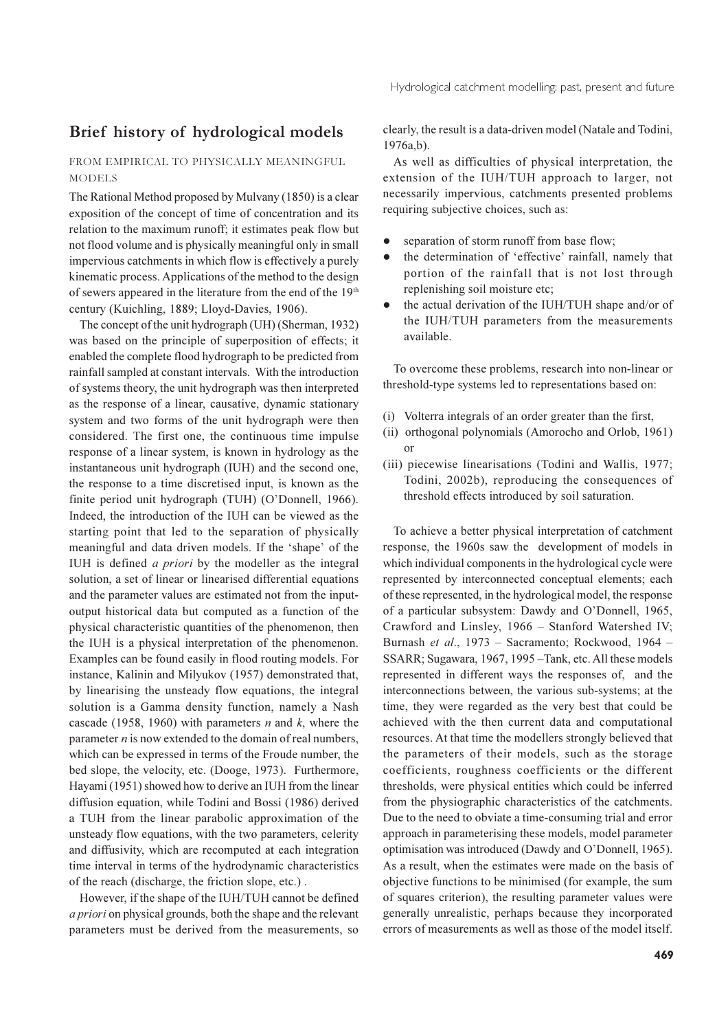## Brief history of hydrological models

### FROM EMPIRICAL TO PHYSICALLY MEANINGFUL MODELS

The Rational Method proposed by Mulvany (1850) is a clear exposition of the concept of time of concentration and its relation to the maximum runoff; it estimates peak flow but not flood volume and is physically meaningful only in small impervious catchments in which flow is effectively a purely kinematic process. Applications of the method to the design of sewers appeared in the literature from the end of the 19th century (Kuichling, 1889; Lloyd-Davies, 1906).

The concept of the unit hydrograph (UH) (Sherman, 1932) was based on the principle of superposition of effects; it enabled the complete flood hydrograph to be predicted from rainfall sampled at constant intervals. With the introduction of systems theory, the unit hydrograph was then interpreted as the response of a linear, causative, dynamic stationary system and two forms of the unit hydrograph were then considered. The first one, the continuous time impulse response of a linear system, is known in hydrology as the instantaneous unit hydrograph (IUH) and the second one, the response to a time discretised input, is known as the finite period unit hydrograph (TUH) (O'Donnell, 1966). Indeed, the introduction of the IUH can be viewed as the starting point that led to the separation of physically meaningful and data driven models. If the 'shape' of the IUH is defined *a priori* by the modeller as the integral solution, a set of linear or linearised differential equations and the parameter values are estimated not from the input-output historical data but computed as a function of the physical characteristic quantities of the phenomenon, then the IUH is a physical interpretation of the phenomenon. Examples can be found easily in flood routing models. For instance, Kalinin and Milyukov (1957) demonstrated that, by linearising the unsteady flow equations, the integral solution is a Gamma density function, namely a Nash cascade (1958, 1960) with parameters $n$ and $k$, where the parameter $n$ is now extended to the domain of real numbers, which can be expressed in terms of the Froude number, the bed slope, the velocity, etc. (Dooge, 1973). Furthermore, Hayami (1951) showed how to derive an IUH from the linear diffusion equation, while Todini and Bossi (1986) derived a TUH from the linear parabolic approximation of the unsteady flow equations, with the two parameters, celerity and diffusivity, which are recomputed at each integration time interval in terms of the hydrodynamic characteristics of the reach (discharge, the friction slope, etc.) .

However, if the shape of the IUH/TUH cannot be defined *a priori* on physical grounds, both the shape and the relevant parameters must be derived from the measurements, so clearly, the result is a data-driven model (Natale and Todini, 1976a,b).

As well as difficulties of physical interpretation, the extension of the IUH/TUH approach to larger, not necessarily impervious, catchments presented problems requiring subjective choices, such as:

- separation of storm runoff from base flow;
- the determination of 'effective' rainfall, namely that portion of the rainfall that is not lost through replenishing soil moisture etc;
- the actual derivation of the IUH/TUH shape and/or of the IUH/TUH parameters from the measurements available.

To overcome these problems, research into non-linear or threshold-type systems led to representations based on:

(i) Volterra integrals of an order greater than the first,
(ii) orthogonal polynomials (Amorocho and Orlob, 1961) or
(iii) piecewise linearisations (Todini and Wallis, 1977; Todini, 2002b), reproducing the consequences of threshold effects introduced by soil saturation.

To achieve a better physical interpretation of catchment response, the 1960s saw the development of models in which individual components in the hydrological cycle were represented by interconnected conceptual elements; each of these represented, in the hydrological model, the response of a particular subsystem: Dawdy and O'Donnell, 1965, Crawford and Linsley, 1966 – Stanford Watershed IV; Burnash *et al.*, 1973 – Sacramento; Rockwood, 1964 – SSARR; Sugawara, 1967, 1995 –Tank, etc. All these models represented in different ways the responses of, and the interconnections between, the various sub-systems; at the time, they were regarded as the very best that could be achieved with the then current data and computational resources. At that time the modellers strongly believed that the parameters of their models, such as the storage coefficients, roughness coefficients or the different thresholds, were physical entities which could be inferred from the physiographic characteristics of the catchments. Due to the need to obviate a time-consuming trial and error approach in parameterising these models, model parameter optimisation was introduced (Dawdy and O'Donnell, 1965). As a result, when the estimates were made on the basis of objective functions to be minimised (for example, the sum of squares criterion), the resulting parameter values were generally unrealistic, perhaps because they incorporated errors of measurements as well as those of the model itself.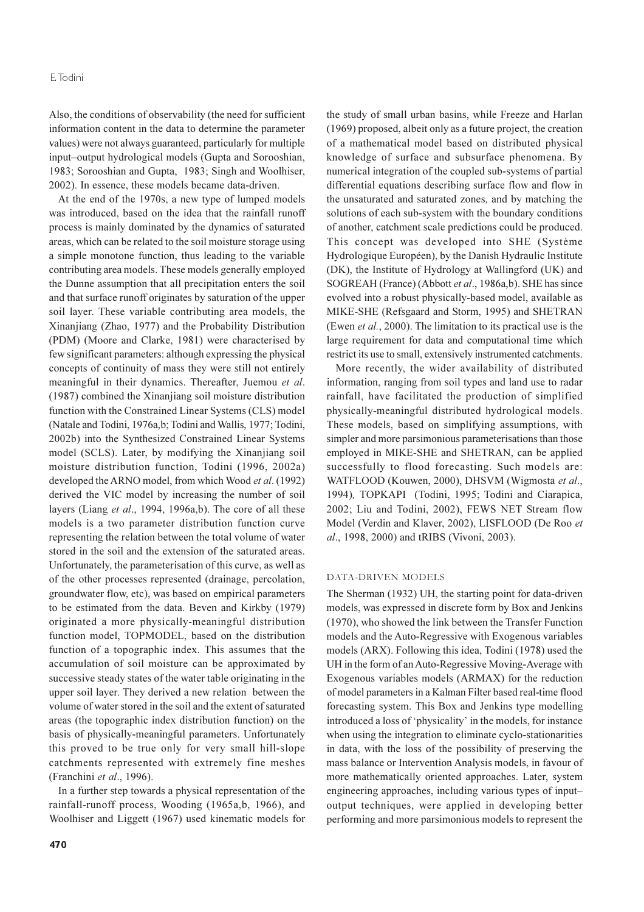Also, the conditions of observability (the need for sufficient information content in the data to determine the parameter values) were not always guaranteed, particularly for multiple input–output hydrological models (Gupta and Sorooshian, 1983; Sorooshian and Gupta, 1983; Singh and Woolhiser, 2002). In essence, these models became data-driven.

At the end of the 1970s, a new type of lumped models was introduced, based on the idea that the rainfall runoff process is mainly dominated by the dynamics of saturated areas, which can be related to the soil moisture storage using a simple monotone function, thus leading to the variable contributing area models. These models generally employed the Dunne assumption that all precipitation enters the soil and that surface runoff originates by saturation of the upper soil layer. These variable contributing area models, the Xinanjiang (Zhao, 1977) and the Probability Distribution (PDM) (Moore and Clarke, 1981) were characterised by few significant parameters: although expressing the physical concepts of continuity of mass they were still not entirely meaningful in their dynamics. Thereafter, Juemou *et al*. (1987) combined the Xinanjiang soil moisture distribution function with the Constrained Linear Systems (CLS) model (Natale and Todini, 1976a,b; Todini and Wallis, 1977; Todini, 2002b) into the Synthesized Constrained Linear Systems model (SCLS). Later, by modifying the Xinanjiang soil moisture distribution function, Todini (1996, 2002a) developed the ARNO model, from which Wood *et al*. (1992) derived the VIC model by increasing the number of soil layers (Liang *et al*., 1994, 1996a,b). The core of all these models is a two parameter distribution function curve representing the relation between the total volume of water stored in the soil and the extension of the saturated areas. Unfortunately, the parameterisation of this curve, as well as of the other processes represented (drainage, percolation, groundwater flow, etc), was based on empirical parameters to be estimated from the data. Beven and Kirkby (1979) originated a more physically-meaningful distribution function model, TOPMODEL, based on the distribution function of a topographic index. This assumes that the accumulation of soil moisture can be approximated by successive steady states of the water table originating in the upper soil layer. They derived a new relation between the volume of water stored in the soil and the extent of saturated areas (the topographic index distribution function) on the basis of physically-meaningful parameters. Unfortunately this proved to be true only for very small hill-slope catchments represented with extremely fine meshes (Franchini *et al*., 1996).

In a further step towards a physical representation of the rainfall-runoff process, Wooding (1965a,b, 1966), and Woolhiser and Liggett (1967) used kinematic models for the study of small urban basins, while Freeze and Harlan (1969) proposed, albeit only as a future project, the creation of a mathematical model based on distributed physical knowledge of surface and subsurface phenomena. By numerical integration of the coupled sub-systems of partial differential equations describing surface flow and flow in the unsaturated and saturated zones, and by matching the solutions of each sub-system with the boundary conditions of another, catchment scale predictions could be produced. This concept was developed into SHE (Système Hydrologique Européen), by the Danish Hydraulic Institute (DK), the Institute of Hydrology at Wallingford (UK) and SOGREAH (France) (Abbott *et al*., 1986a,b). SHE has since evolved into a robust physically-based model, available as MIKE-SHE (Refsgaard and Storm, 1995) and SHETRAN (Ewen *et al.*, 2000). The limitation to its practical use is the large requirement for data and computational time which restrict its use to small, extensively instrumented catchments.

More recently, the wider availability of distributed information, ranging from soil types and land use to radar rainfall, have facilitated the production of simplified physically-meaningful distributed hydrological models. These models, based on simplifying assumptions, with simpler and more parsimonious parameterisations than those employed in MIKE-SHE and SHETRAN, can be applied successfully to flood forecasting. Such models are: WATFLOOD (Kouwen, 2000), DHSVM (Wigmosta *et al*., 1994), TOPKAPI (Todini, 1995; Todini and Ciarapica, 2002; Liu and Todini, 2002), FEWS NET Stream flow Model (Verdin and Klaver, 2002), LISFLOOD (De Roo *et al*., 1998, 2000) and tRIBS (Vivoni, 2003).

## DATA-DRIVEN MODELS

The Sherman (1932) UH, the starting point for data-driven models, was expressed in discrete form by Box and Jenkins (1970), who showed the link between the Transfer Function models and the Auto-Regressive with Exogenous variables models (ARX). Following this idea, Todini (1978) used the UH in the form of an Auto-Regressive Moving-Average with Exogenous variables models (ARMAX) for the reduction of model parameters in a Kalman Filter based real-time flood forecasting system. This Box and Jenkins type modelling introduced a loss of 'physicality' in the models, for instance when using the integration to eliminate cyclo-stationarities in data, with the loss of the possibility of preserving the mass balance or Intervention Analysis models, in favour of more mathematically oriented approaches. Later, system engineering approaches, including various types of input–output techniques, were applied in developing better performing and more parsimonious models to represent the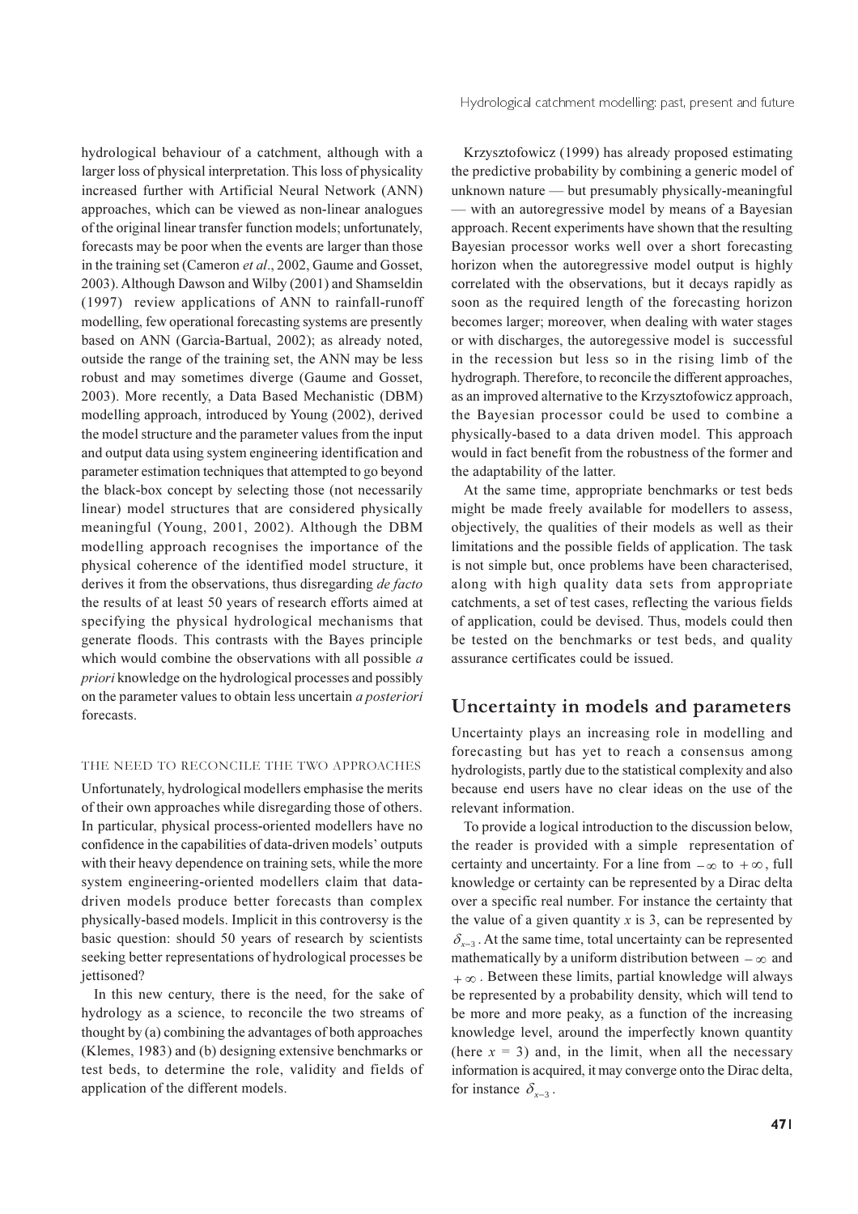hydrological behaviour of a catchment, although with a larger loss of physical interpretation. This loss of physicality increased further with Artificial Neural Network (ANN) approaches, which can be viewed as non-linear analogues of the original linear transfer function models; unfortunately, forecasts may be poor when the events are larger than those in the training set (Cameron *et al*., 2002, Gaume and Gosset, 2003). Although Dawson and Wilby (2001) and Shamseldin (1997) review applications of ANN to rainfall-runoff modelling, few operational forecasting systems are presently based on ANN (Garcìa-Bartual, 2002); as already noted, outside the range of the training set, the ANN may be less robust and may sometimes diverge (Gaume and Gosset, 2003). More recently, a Data Based Mechanistic (DBM) modelling approach, introduced by Young (2002), derived the model structure and the parameter values from the input and output data using system engineering identification and parameter estimation techniques that attempted to go beyond the black-box concept by selecting those (not necessarily linear) model structures that are considered physically meaningful (Young, 2001, 2002). Although the DBM modelling approach recognises the importance of the physical coherence of the identified model structure, it derives it from the observations, thus disregarding *de facto* the results of at least 50 years of research efforts aimed at specifying the physical hydrological mechanisms that generate floods. This contrasts with the Bayes principle which would combine the observations with all possible *a priori* knowledge on the hydrological processes and possibly on the parameter values to obtain less uncertain *a posteriori* forecasts.

### THE NEED TO RECONCILE THE TWO APPROACHES

Unfortunately, hydrological modellers emphasise the merits of their own approaches while disregarding those of others. In particular, physical process-oriented modellers have no confidence in the capabilities of data-driven models' outputs with their heavy dependence on training sets, while the more system engineering-oriented modellers claim that data-driven models produce better forecasts than complex physically-based models. Implicit in this controversy is the basic question: should 50 years of research by scientists seeking better representations of hydrological processes be jettisoned?

In this new century, there is the need, for the sake of hydrology as a science, to reconcile the two streams of thought by (a) combining the advantages of both approaches (Klemes, 1983) and (b) designing extensive benchmarks or test beds, to determine the role, validity and fields of application of the different models.

Krzysztofowicz (1999) has already proposed estimating the predictive probability by combining a generic model of unknown nature — but presumably physically-meaningful — with an autoregressive model by means of a Bayesian approach. Recent experiments have shown that the resulting Bayesian processor works well over a short forecasting horizon when the autoregressive model output is highly correlated with the observations, but it decays rapidly as soon as the required length of the forecasting horizon becomes larger; moreover, when dealing with water stages or with discharges, the autoregessive model is successful in the recession but less so in the rising limb of the hydrograph. Therefore, to reconcile the different approaches, as an improved alternative to the Krzysztofowicz approach, the Bayesian processor could be used to combine a physically-based to a data driven model. This approach would in fact benefit from the robustness of the former and the adaptability of the latter.

At the same time, appropriate benchmarks or test beds might be made freely available for modellers to assess, objectively, the qualities of their models as well as their limitations and the possible fields of application. The task is not simple but, once problems have been characterised, along with high quality data sets from appropriate catchments, a set of test cases, reflecting the various fields of application, could be devised. Thus, models could then be tested on the benchmarks or test beds, and quality assurance certificates could be issued.

## Uncertainty in models and parameters

Uncertainty plays an increasing role in modelling and forecasting but has yet to reach a consensus among hydrologists, partly due to the statistical complexity and also because end users have no clear ideas on the use of the relevant information.

To provide a logical introduction to the discussion below, the reader is provided with a simple representation of certainty and uncertainty. For a line from $-\infty$ to $+\infty$, full knowledge or certainty can be represented by a Dirac delta over a specific real number. For instance the certainty that the value of a given quantity $x$ is 3, can be represented by $\delta_{x-3}$. At the same time, total uncertainty can be represented mathematically by a uniform distribution between $-\infty$ and $+\infty$. Between these limits, partial knowledge will always be represented by a probability density, which will tend to be more and more peaky, as a function of the increasing knowledge level, around the imperfectly known quantity (here $x = 3$) and, in the limit, when all the necessary information is acquired, it may converge onto the Dirac delta, for instance $\delta_{x-3}$.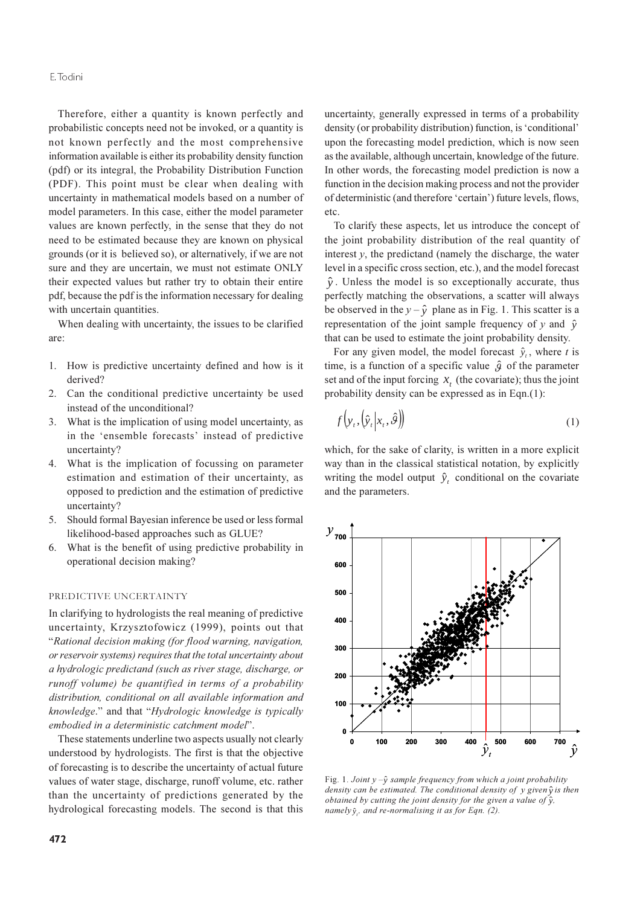Therefore, either a quantity is known perfectly and probabilistic concepts need not be invoked, or a quantity is not known perfectly and the most comprehensive information available is either its probability density function (pdf) or its integral, the Probability Distribution Function (PDF). This point must be clear when dealing with uncertainty in mathematical models based on a number of model parameters. In this case, either the model parameter values are known perfectly, in the sense that they do not need to be estimated because they are known on physical grounds (or it is believed so), or alternatively, if we are not sure and they are uncertain, we must not estimate ONLY their expected values but rather try to obtain their entire pdf, because the pdf is the information necessary for dealing with uncertain quantities.

When dealing with uncertainty, the issues to be clarified are:

1. How is predictive uncertainty defined and how is it derived?
2. Can the conditional predictive uncertainty be used instead of the unconditional?
3. What is the implication of using model uncertainty, as in the 'ensemble forecasts' instead of predictive uncertainty?
4. What is the implication of focussing on parameter estimation and estimation of their uncertainty, as opposed to prediction and the estimation of predictive uncertainty?
5. Should formal Bayesian inference be used or less formal likelihood-based approaches such as GLUE?
6. What is the benefit of using predictive probability in operational decision making?

## PREDICTIVE UNCERTAINTY

In clarifying to hydrologists the real meaning of predictive uncertainty, Krzysztofowicz (1999), points out that "*Rational decision making (for flood warning, navigation, or reservoir systems) requires that the total uncertainty about a hydrologic predictand (such as river stage, discharge, or runoff volume) be quantified in terms of a probability distribution, conditional on all available information and knowledge*." and that "*Hydrologic knowledge is typically embodied in a deterministic catchment model*".

These statements underline two aspects usually not clearly understood by hydrologists. The first is that the objective of forecasting is to describe the uncertainty of actual future values of water stage, discharge, runoff volume, etc. rather than the uncertainty of predictions generated by the hydrological forecasting models. The second is that this uncertainty, generally expressed in terms of a probability density (or probability distribution) function, is 'conditional' upon the forecasting model prediction, which is now seen as the available, although uncertain, knowledge of the future. In other words, the forecasting model prediction is now a function in the decision making process and not the provider of deterministic (and therefore 'certain') future levels, flows, etc.

To clarify these aspects, let us introduce the concept of the joint probability distribution of the real quantity of interest $y$, the predictand (namely the discharge, the water level in a specific cross section, etc.), and the model forecast $\hat{y}$. Unless the model is so exceptionally accurate, thus perfectly matching the observations, a scatter will always be observed in the $y - \hat{y}$ plane as in Fig. 1. This scatter is a representation of the joint sample frequency of $y$ and $\hat{y}$ that can be used to estimate the joint probability density.

For any given model, the model forecast $\hat{y}_t$, where $t$ is time, is a function of a specific value $\hat{\vartheta}$ of the parameter set and of the input forcing $x_t$ (the covariate); thus the joint probability density can be expressed as in Eqn.(1):

$$f\left(y_t, \left(\hat{y}_t \middle| x_t, \hat{\vartheta}\right)\right) \tag{1}$$

which, for the sake of clarity, is written in a more explicit way than in the classical statistical notation, by explicitly writing the model output $\hat{y}_t$ conditional on the covariate and the parameters.

Fig. 1. *Joint $y - \hat{y}$ sample frequency from which a joint probability density can be estimated. The conditional density of $y$ given $\hat{y}$ is then obtained by cutting the joint density for the given a value of $\hat{y}$, namely $\hat{y}_t$, and re-normalising it as for Eqn. (2).*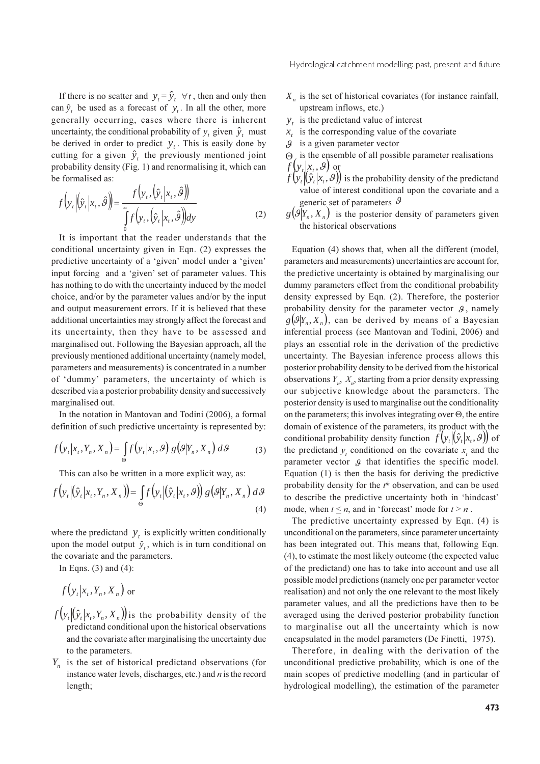If there is no scatter and $y_t = \hat{y}_t \ \forall t$, then and only then can $\hat{y}_t$ be used as a forecast of $y_t$. In all the other, more generally occurring, cases where there is inherent uncertainty, the conditional probability of $y_t$ given $\hat{y}_t$ must be derived in order to predict $y_t$. This is easily done by cutting for a given $\hat{y}_t$ the previously mentioned joint probability density (Fig. 1) and renormalising it, which can be formalised as:

$$f\left(y_t \middle| \left(\hat{y}_t \middle| x_t, \hat{\vartheta}\right)\right) = \frac{f\left(y_t, \left(\hat{y}_t \middle| x_t, \hat{\vartheta}\right)\right)}{\int_0^\infty f\left(y_t, \left(\hat{y}_t \middle| x_t, \hat{\vartheta}\right)\right) dy} \tag{2}$$

It is important that the reader understands that the conditional uncertainty given in Eqn. (2) expresses the predictive uncertainty of a 'given' model under a 'given' input forcing and a 'given' set of parameter values. This has nothing to do with the uncertainty induced by the model choice, and/or by the parameter values and/or by the input and output measurement errors. If it is believed that these additional uncertainties may strongly affect the forecast and its uncertainty, then they have to be assessed and marginalised out. Following the Bayesian approach, all the previously mentioned additional uncertainty (namely model, parameters and measurements) is concentrated in a number of 'dummy' parameters, the uncertainty of which is described via a posterior probability density and successively marginalised out.

In the notation in Mantovan and Todini (2006), a formal definition of such predictive uncertainty is represented by:

$$f\left(y_t \middle| x_t, Y_n, X_n\right) = \int_\Theta f\left(y_t \middle| x_t, \vartheta\right) g\left(\vartheta \middle| Y_n, X_n\right) d\vartheta \tag{3}$$

This can also be written in a more explicit way, as:

$$f\left(y_t \middle| \left(\hat{y}_t \middle| x_t, Y_n, X_n\right)\right) = \int_\Theta f\left(y_t \middle| \left(\hat{y}_t \middle| x_t, \vartheta\right)\right) g\left(\vartheta \middle| Y_n, X_n\right) d\vartheta \tag{4}$$

where the predictand $y_t$ is explicitly written conditionally upon the model output $\hat{y}_t$, which is in turn conditional on the covariate and the parameters.

In Eqns. (3) and (4):

$f\left(y_t \middle| x_t, Y_n, X_n\right)$ or

$f\left(y_t \middle| \left(\hat{y}_t \middle| x_t, Y_n, X_n\right)\right)$ is the probability density of the predictand conditional upon the historical observations and the covariate after marginalising the uncertainty due to the parameters.

$Y_n$ is the set of historical predictand observations (for instance water levels, discharges, etc.) and $n$ is the record length;

$X_n$ is the set of historical covariates (for instance rainfall, upstream inflows, etc.)

$y_t$ is the predictand value of interest

$x_t$ is the corresponding value of the covariate

$\vartheta$ is a given parameter vector

$\Theta$ is the ensemble of all possible parameter realisations

$f\left(y_t \middle| x_t, \vartheta\right)$ or

$f\left(y_t \middle| \left(\hat{y}_t \middle| x_t, \vartheta\right)\right)$ is the probability density of the predictand value of interest conditional upon the covariate and a generic set of parameters $\vartheta$

$g\left(\vartheta \middle| Y_n, X_n\right)$ is the posterior density of parameters given the historical observations

Equation (4) shows that, when all the different (model, parameters and measurements) uncertainties are account for, the predictive uncertainty is obtained by marginalising our dummy parameters effect from the conditional probability density expressed by Eqn. (2). Therefore, the posterior probability density for the parameter vector $\vartheta$, namely $g\left(\vartheta \middle| Y_n, X_n\right)$, can be derived by means of a Bayesian inferential process (see Mantovan and Todini, 2006) and plays an essential role in the derivation of the predictive uncertainty. The Bayesian inference process allows this posterior probability density to be derived from the historical observations $Y_n$, $X_n$, starting from a prior density expressing our subjective knowledge about the parameters. The posterior density is used to marginalise out the conditionality on the parameters; this involves integrating over $\Theta$, the entire domain of existence of the parameters, its product with the conditional probability density function $f\left(y_t \middle| \left(\hat{y}_t \middle| x_t, \vartheta\right)\right)$ of the predictand $y_t$ conditioned on the covariate $x_t$ and the parameter vector $\vartheta$ that identifies the specific model. Equation (1) is then the basis for deriving the predictive probability density for the $t^{th}$ observation, and can be used to describe the predictive uncertainty both in 'hindcast' mode, when $t \leq n$, and in 'forecast' mode for $t > n$.

The predictive uncertainty expressed by Eqn. (4) is unconditional on the parameters, since parameter uncertainty has been integrated out. This means that, following Eqn. (4), to estimate the most likely outcome (the expected value of the predictand) one has to take into account and use all possible model predictions (namely one per parameter vector realisation) and not only the one relevant to the most likely parameter values, and all the predictions have then to be averaged using the derived posterior probability function to marginalise out all the uncertainty which is now encapsulated in the model parameters (De Finetti, 1975).

Therefore, in dealing with the derivation of the unconditional predictive probability, which is one of the main scopes of predictive modelling (and in particular of hydrological modelling), the estimation of the parameter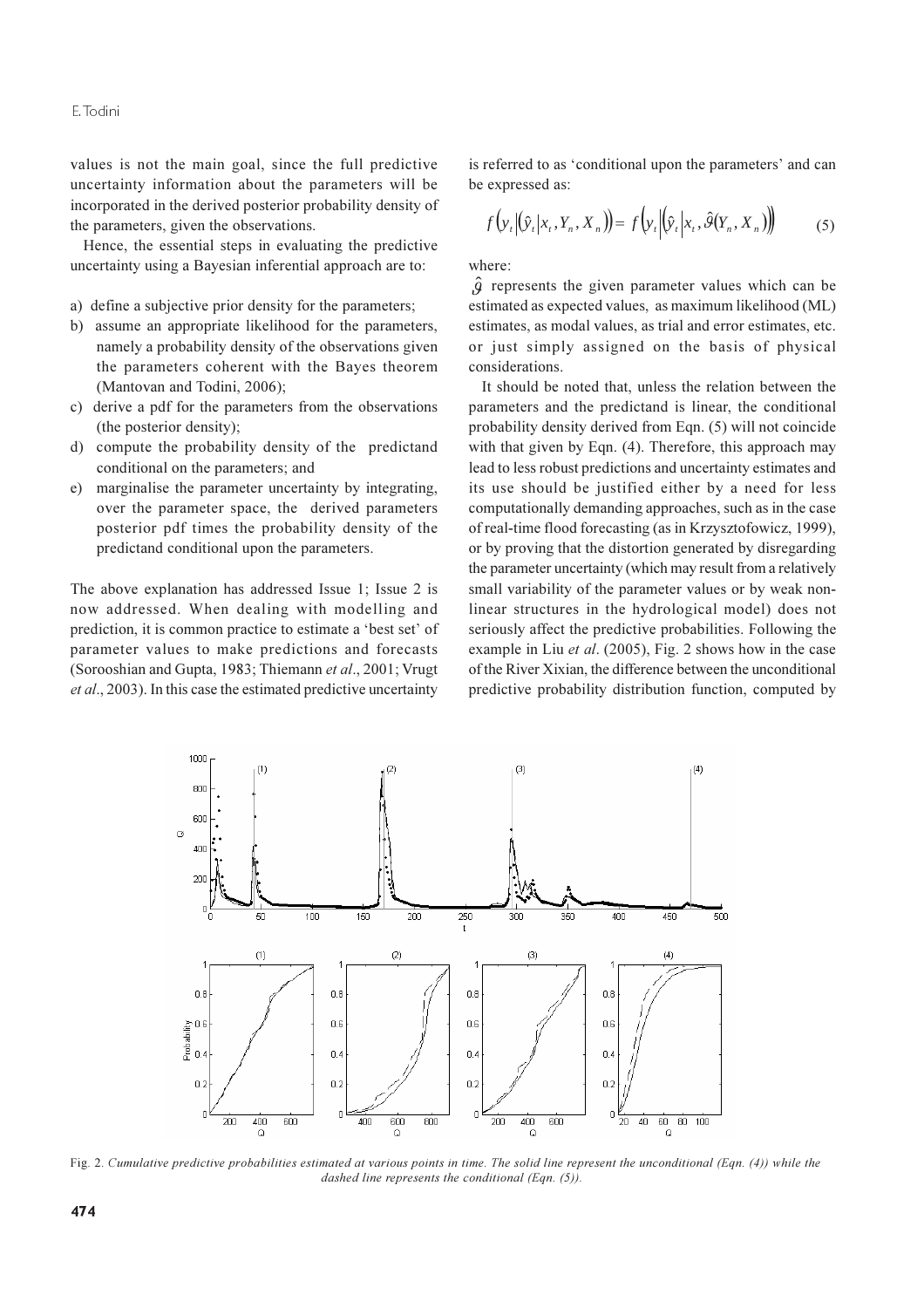values is not the main goal, since the full predictive uncertainty information about the parameters will be incorporated in the derived posterior probability density of the parameters, given the observations.

Hence, the essential steps in evaluating the predictive uncertainty using a Bayesian inferential approach are to:

a) define a subjective prior density for the parameters;
b) assume an appropriate likelihood for the parameters, namely a probability density of the observations given the parameters coherent with the Bayes theorem (Mantovan and Todini, 2006);
c) derive a pdf for the parameters from the observations (the posterior density);
d) compute the probability density of the predictand conditional on the parameters; and
e) marginalise the parameter uncertainty by integrating, over the parameter space, the derived parameters posterior pdf times the probability density of the predictand conditional upon the parameters.

The above explanation has addressed Issue 1; Issue 2 is now addressed. When dealing with modelling and prediction, it is common practice to estimate a 'best set' of parameter values to make predictions and forecasts (Sorooshian and Gupta, 1983; Thiemann *et al*., 2001; Vrugt *et al*., 2003). In this case the estimated predictive uncertainty is referred to as 'conditional upon the parameters' and can be expressed as:

$$f\left(y_t \middle| \left(\hat{y}_t \middle| x_t, Y_n, X_n\right)\right) = f\left(y_t \middle| \left(\hat{y}_t \middle| x_t, \hat{\vartheta}\left(Y_n, X_n\right)\right)\right) \tag{5}$$

where:

$\hat{\vartheta}$ represents the given parameter values which can be estimated as expected values, as maximum likelihood (ML) estimates, as modal values, as trial and error estimates, etc. or just simply assigned on the basis of physical considerations.

It should be noted that, unless the relation between the parameters and the predictand is linear, the conditional probability density derived from Eqn. (5) will not coincide with that given by Eqn. (4). Therefore, this approach may lead to less robust predictions and uncertainty estimates and its use should be justified either by a need for less computationally demanding approaches, such as in the case of real-time flood forecasting (as in Krzysztofowicz, 1999), or by proving that the distortion generated by disregarding the parameter uncertainty (which may result from a relatively small variability of the parameter values or by weak non-linear structures in the hydrological model) does not seriously affect the predictive probabilities. Following the example in Liu *et al*. (2005), Fig. 2 shows how in the case of the River Xixian, the difference between the unconditional predictive probability distribution function, computed by

Fig. 2. *Cumulative predictive probabilities estimated at various points in time. The solid line represent the unconditional (Eqn. (4)) while the dashed line represents the conditional (Eqn. (5)).*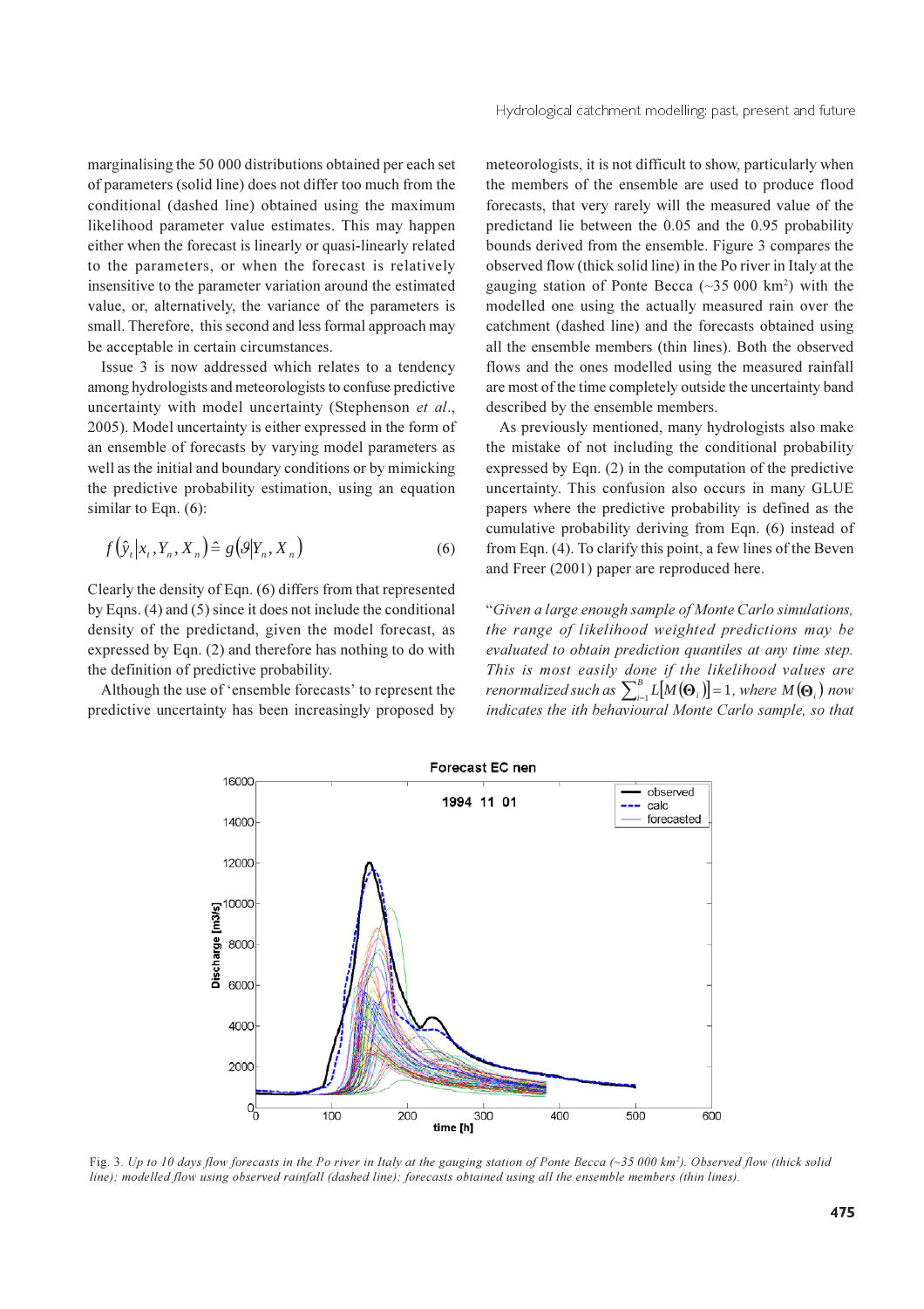marginalising the 50 000 distributions obtained per each set of parameters (solid line) does not differ too much from the conditional (dashed line) obtained using the maximum likelihood parameter value estimates. This may happen either when the forecast is linearly or quasi-linearly related to the parameters, or when the forecast is relatively insensitive to the parameter variation around the estimated value, or, alternatively, the variance of the parameters is small. Therefore, this second and less formal approach may be acceptable in certain circumstances.

Issue 3 is now addressed which relates to a tendency among hydrologists and meteorologists to confuse predictive uncertainty with model uncertainty (Stephenson *et al*., 2005). Model uncertainty is either expressed in the form of an ensemble of forecasts by varying model parameters as well as the initial and boundary conditions or by mimicking the predictive probability estimation, using an equation similar to Eqn. (6):

$$f\left(\hat{y}_t \middle| x_t, Y_n, X_n\right) \hat{=} g\left(\vartheta \middle| Y_n, X_n\right) \tag{6}$$

Clearly the density of Eqn. (6) differs from that represented by Eqns. (4) and (5) since it does not include the conditional density of the predictand, given the model forecast, as expressed by Eqn. (2) and therefore has nothing to do with the definition of predictive probability.

Although the use of 'ensemble forecasts' to represent the predictive uncertainty has been increasingly proposed by meteorologists, it is not difficult to show, particularly when the members of the ensemble are used to produce flood forecasts, that very rarely will the measured value of the predictand lie between the 0.05 and the 0.95 probability bounds derived from the ensemble. Figure 3 compares the observed flow (thick solid line) in the Po river in Italy at the gauging station of Ponte Becca (~35 000 km$^2$) with the modelled one using the actually measured rain over the catchment (dashed line) and the forecasts obtained using all the ensemble members (thin lines). Both the observed flows and the ones modelled using the measured rainfall are most of the time completely outside the uncertainty band described by the ensemble members.

As previously mentioned, many hydrologists also make the mistake of not including the conditional probability expressed by Eqn. (2) in the computation of the predictive uncertainty. This confusion also occurs in many GLUE papers where the predictive probability is defined as the cumulative probability deriving from Eqn. (6) instead of from Eqn. (4). To clarify this point, a few lines of the Beven and Freer (2001) paper are reproduced here.

"*Given a large enough sample of Monte Carlo simulations, the range of likelihood weighted predictions may be evaluated to obtain prediction quantiles at any time step. This is most easily done if the likelihood values are renormalized such as* $\sum_{i=1}^{B} L[M(\Theta_i)] = 1$*, where* $M(\Theta_i)$ *now indicates the ith behavioural Monte Carlo sample, so that*

Fig. 3. *Up to 10 days flow forecasts in the Po river in Italy at the gauging station of Ponte Becca (~35 000 km*$^2$*). Observed flow (thick solid line); modelled flow using observed rainfall (dashed line); forecasts obtained using all the ensemble members (thin lines).*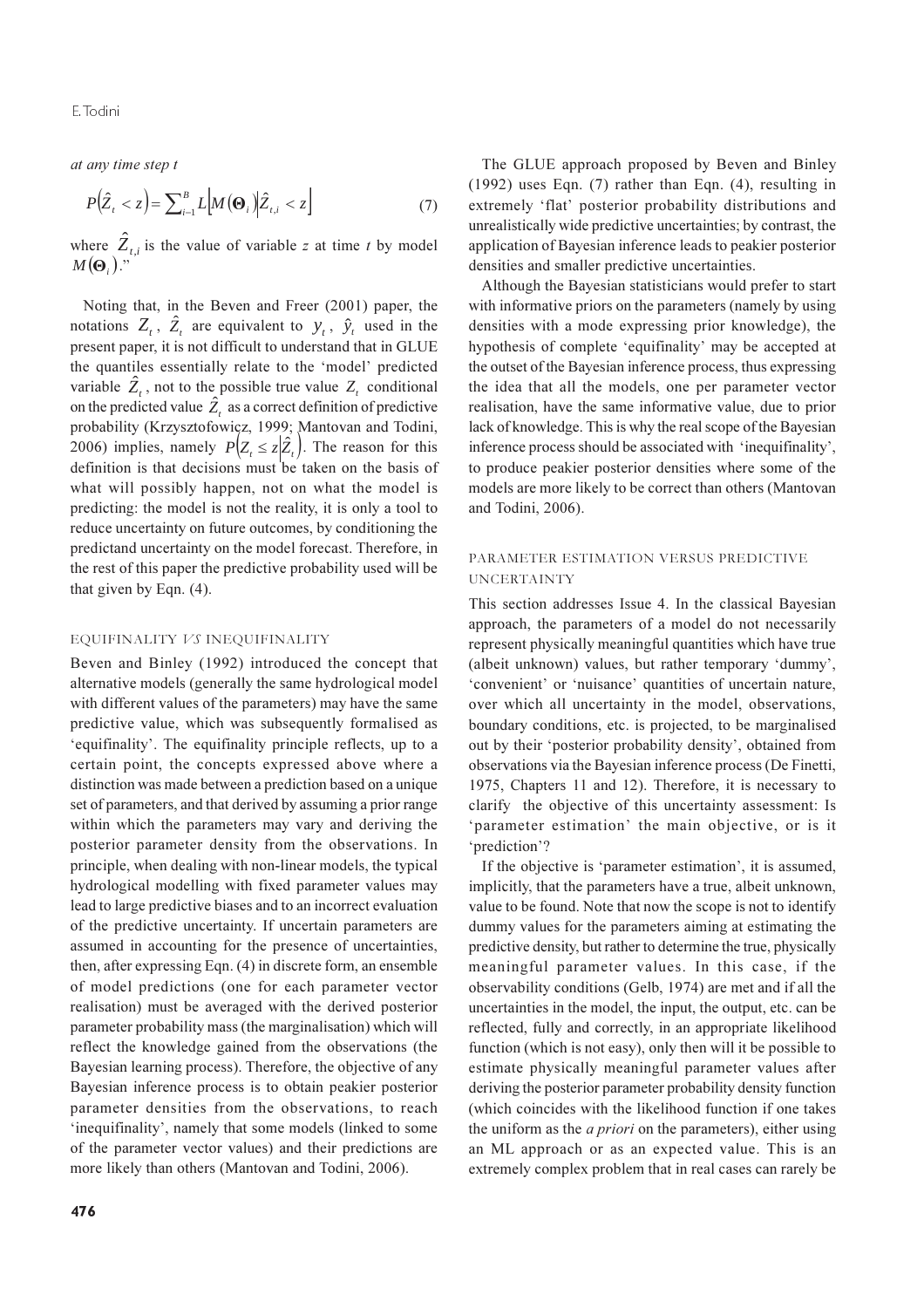*at any time step t*

$$P\left(\hat{Z}_t < z\right) = \sum_{i=1}^{B} L\left[M\left(\mathbf{\Theta}_i\right)\middle|\hat{Z}_{t,i} < z\right] \tag{7}$$

where $\hat{Z}_{t,i}$ is the value of variable *z* at time *t* by model $M(\mathbf{\Theta}_i)$."

Noting that, in the Beven and Freer (2001) paper, the notations $Z_t$, $\hat{Z}_t$ are equivalent to $y_t$, $\hat{y}_t$ used in the present paper, it is not difficult to understand that in GLUE the quantiles essentially relate to the 'model' predicted variable $\hat{Z}_t$, not to the possible true value $Z_t$ conditional on the predicted value $\hat{Z}_t$ as a correct definition of predictive probability (Krzysztofowicz, 1999; Mantovan and Todini, 2006) implies, namely $P\left(Z_t \le z \middle| \hat{Z}_t\right)$. The reason for this definition is that decisions must be taken on the basis of what will possibly happen, not on what the model is predicting: the model is not the reality, it is only a tool to reduce uncertainty on future outcomes, by conditioning the predictand uncertainty on the model forecast. Therefore, in the rest of this paper the predictive probability used will be that given by Eqn. (4).

## EQUIFINALITY *VS* INEQUIFINALITY

Beven and Binley (1992) introduced the concept that alternative models (generally the same hydrological model with different values of the parameters) may have the same predictive value, which was subsequently formalised as 'equifinality'. The equifinality principle reflects, up to a certain point, the concepts expressed above where a distinction was made between a prediction based on a unique set of parameters, and that derived by assuming a prior range within which the parameters may vary and deriving the posterior parameter density from the observations. In principle, when dealing with non-linear models, the typical hydrological modelling with fixed parameter values may lead to large predictive biases and to an incorrect evaluation of the predictive uncertainty. If uncertain parameters are assumed in accounting for the presence of uncertainties, then, after expressing Eqn. (4) in discrete form, an ensemble of model predictions (one for each parameter vector realisation) must be averaged with the derived posterior parameter probability mass (the marginalisation) which will reflect the knowledge gained from the observations (the Bayesian learning process). Therefore, the objective of any Bayesian inference process is to obtain peakier posterior parameter densities from the observations, to reach 'inequifinality', namely that some models (linked to some of the parameter vector values) and their predictions are more likely than others (Mantovan and Todini, 2006).

The GLUE approach proposed by Beven and Binley (1992) uses Eqn. (7) rather than Eqn. (4), resulting in extremely 'flat' posterior probability distributions and unrealistically wide predictive uncertainties; by contrast, the application of Bayesian inference leads to peakier posterior densities and smaller predictive uncertainties.

Although the Bayesian statisticians would prefer to start with informative priors on the parameters (namely by using densities with a mode expressing prior knowledge), the hypothesis of complete 'equifinality' may be accepted at the outset of the Bayesian inference process, thus expressing the idea that all the models, one per parameter vector realisation, have the same informative value, due to prior lack of knowledge. This is why the real scope of the Bayesian inference process should be associated with 'inequifinality', to produce peakier posterior densities where some of the models are more likely to be correct than others (Mantovan and Todini, 2006).

## PARAMETER ESTIMATION VERSUS PREDICTIVE UNCERTAINTY

This section addresses Issue 4. In the classical Bayesian approach, the parameters of a model do not necessarily represent physically meaningful quantities which have true (albeit unknown) values, but rather temporary 'dummy', 'convenient' or 'nuisance' quantities of uncertain nature, over which all uncertainty in the model, observations, boundary conditions, etc. is projected, to be marginalised out by their 'posterior probability density', obtained from observations via the Bayesian inference process (De Finetti, 1975, Chapters 11 and 12). Therefore, it is necessary to clarify the objective of this uncertainty assessment: Is 'parameter estimation' the main objective, or is it 'prediction'?

If the objective is 'parameter estimation', it is assumed, implicitly, that the parameters have a true, albeit unknown, value to be found. Note that now the scope is not to identify dummy values for the parameters aiming at estimating the predictive density, but rather to determine the true, physically meaningful parameter values. In this case, if the observability conditions (Gelb, 1974) are met and if all the uncertainties in the model, the input, the output, etc. can be reflected, fully and correctly, in an appropriate likelihood function (which is not easy), only then will it be possible to estimate physically meaningful parameter values after deriving the posterior parameter probability density function (which coincides with the likelihood function if one takes the uniform as the *a priori* on the parameters), either using an ML approach or as an expected value. This is an extremely complex problem that in real cases can rarely be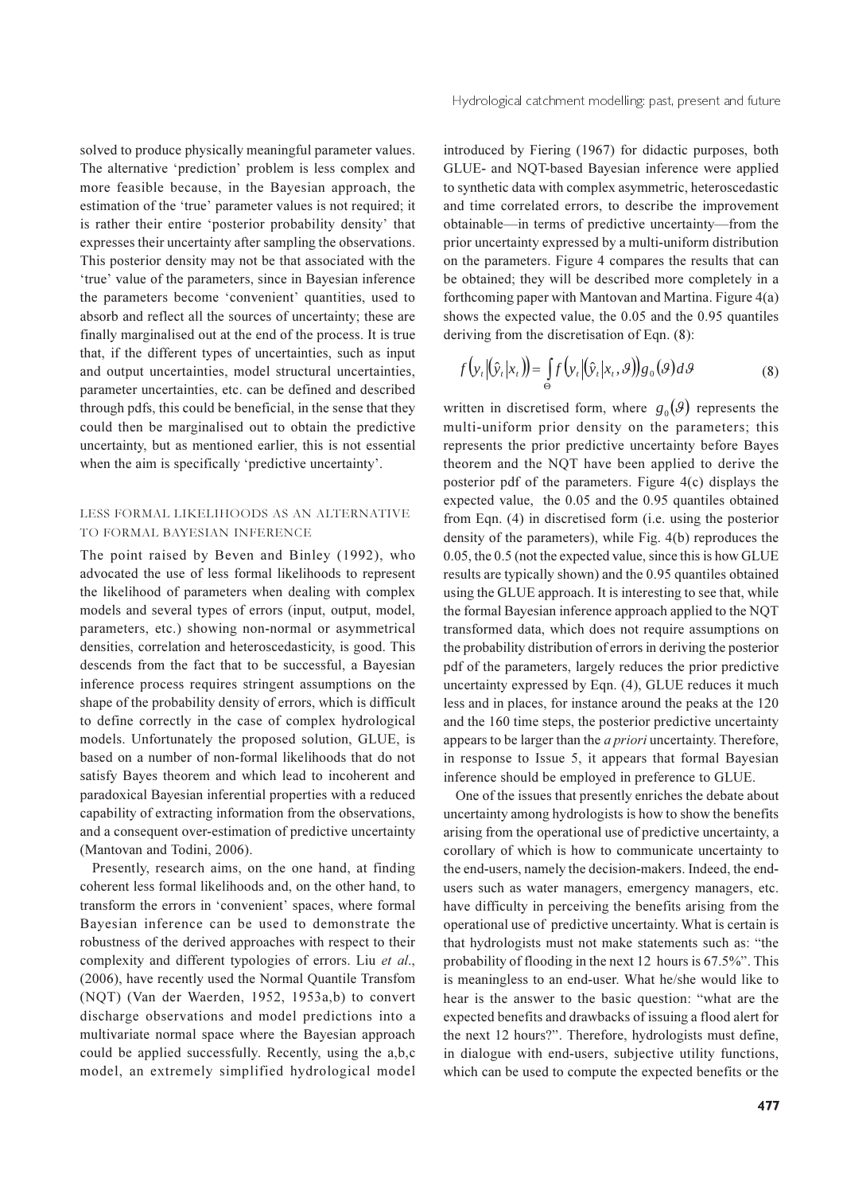solved to produce physically meaningful parameter values. The alternative 'prediction' problem is less complex and more feasible because, in the Bayesian approach, the estimation of the 'true' parameter values is not required; it is rather their entire 'posterior probability density' that expresses their uncertainty after sampling the observations. This posterior density may not be that associated with the 'true' value of the parameters, since in Bayesian inference the parameters become 'convenient' quantities, used to absorb and reflect all the sources of uncertainty; these are finally marginalised out at the end of the process. It is true that, if the different types of uncertainties, such as input and output uncertainties, model structural uncertainties, parameter uncertainties, etc. can be defined and described through pdfs, this could be beneficial, in the sense that they could then be marginalised out to obtain the predictive uncertainty, but as mentioned earlier, this is not essential when the aim is specifically 'predictive uncertainty'.

## LESS FORMAL LIKELIHOODS AS AN ALTERNATIVE TO FORMAL BAYESIAN INFERENCE

The point raised by Beven and Binley (1992), who advocated the use of less formal likelihoods to represent the likelihood of parameters when dealing with complex models and several types of errors (input, output, model, parameters, etc.) showing non-normal or asymmetrical densities, correlation and heteroscedasticity, is good. This descends from the fact that to be successful, a Bayesian inference process requires stringent assumptions on the shape of the probability density of errors, which is difficult to define correctly in the case of complex hydrological models. Unfortunately the proposed solution, GLUE, is based on a number of non-formal likelihoods that do not satisfy Bayes theorem and which lead to incoherent and paradoxical Bayesian inferential properties with a reduced capability of extracting information from the observations, and a consequent over-estimation of predictive uncertainty (Mantovan and Todini, 2006).

Presently, research aims, on the one hand, at finding coherent less formal likelihoods and, on the other hand, to transform the errors in 'convenient' spaces, where formal Bayesian inference can be used to demonstrate the robustness of the derived approaches with respect to their complexity and different typologies of errors. Liu *et al*., (2006), have recently used the Normal Quantile Transfom (NQT) (Van der Waerden, 1952, 1953a,b) to convert discharge observations and model predictions into a multivariate normal space where the Bayesian approach could be applied successfully. Recently, using the a,b,c model, an extremely simplified hydrological model introduced by Fiering (1967) for didactic purposes, both GLUE- and NQT-based Bayesian inference were applied to synthetic data with complex asymmetric, heteroscedastic and time correlated errors, to describe the improvement obtainable—in terms of predictive uncertainty—from the prior uncertainty expressed by a multi-uniform distribution on the parameters. Figure 4 compares the results that can be obtained; they will be described more completely in a forthcoming paper with Mantovan and Martina. Figure 4(a) shows the expected value, the 0.05 and the 0.95 quantiles deriving from the discretisation of Eqn. (8):

$$f\left(y_t \middle| \left(\hat{y}_t \middle| x_t\right)\right) = \int_{\Theta} f\left(y_t \middle| \left(\hat{y}_t \middle| x_t, \vartheta\right)\right) g_0(\vartheta)\, d\vartheta \tag{8}$$

written in discretised form, where $g_0(\vartheta)$ represents the multi-uniform prior density on the parameters; this represents the prior predictive uncertainty before Bayes theorem and the NQT have been applied to derive the posterior pdf of the parameters. Figure 4(c) displays the expected value, the 0.05 and the 0.95 quantiles obtained from Eqn. (4) in discretised form (i.e. using the posterior density of the parameters), while Fig. 4(b) reproduces the 0.05, the 0.5 (not the expected value, since this is how GLUE results are typically shown) and the 0.95 quantiles obtained using the GLUE approach. It is interesting to see that, while the formal Bayesian inference approach applied to the NQT transformed data, which does not require assumptions on the probability distribution of errors in deriving the posterior pdf of the parameters, largely reduces the prior predictive uncertainty expressed by Eqn. (4), GLUE reduces it much less and in places, for instance around the peaks at the 120 and the 160 time steps, the posterior predictive uncertainty appears to be larger than the *a priori* uncertainty. Therefore, in response to Issue 5, it appears that formal Bayesian inference should be employed in preference to GLUE.

One of the issues that presently enriches the debate about uncertainty among hydrologists is how to show the benefits arising from the operational use of predictive uncertainty, a corollary of which is how to communicate uncertainty to the end-users, namely the decision-makers. Indeed, the end-users such as water managers, emergency managers, etc. have difficulty in perceiving the benefits arising from the operational use of predictive uncertainty. What is certain is that hydrologists must not make statements such as: "the probability of flooding in the next 12 hours is 67.5%". This is meaningless to an end-user. What he/she would like to hear is the answer to the basic question: "what are the expected benefits and drawbacks of issuing a flood alert for the next 12 hours?". Therefore, hydrologists must define, in dialogue with end-users, subjective utility functions, which can be used to compute the expected benefits or the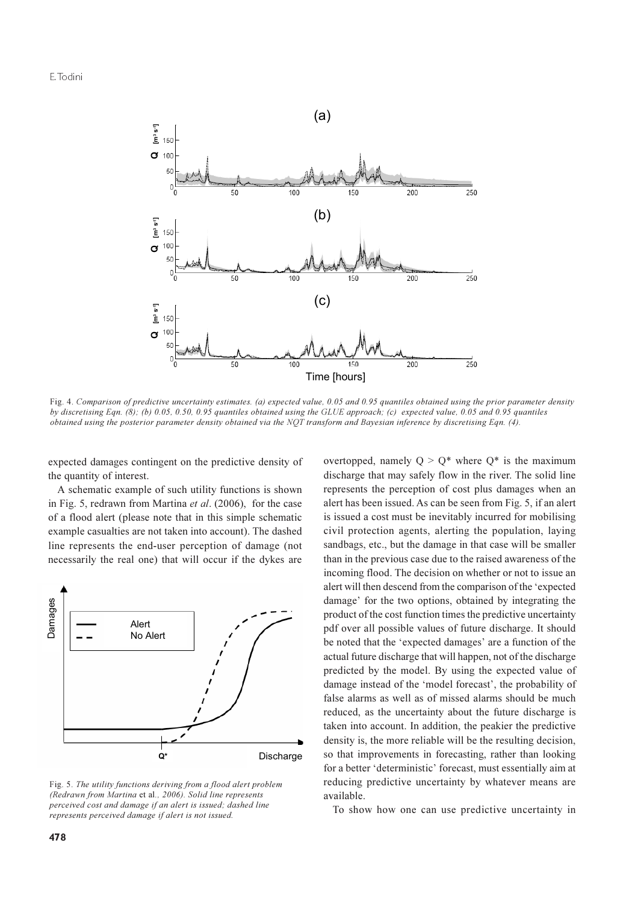Fig. 4. *Comparison of predictive uncertainty estimates. (a) expected value, 0.05 and 0.95 quantiles obtained using the prior parameter density by discretising Eqn. (8); (b) 0.05, 0.50, 0.95 quantiles obtained using the GLUE approach; (c) expected value, 0.05 and 0.95 quantiles obtained using the posterior parameter density obtained via the NQT transform and Bayesian inference by discretising Eqn. (4).*

expected damages contingent on the predictive density of the quantity of interest.

A schematic example of such utility functions is shown in Fig. 5, redrawn from Martina *et al*. (2006), for the case of a flood alert (please note that in this simple schematic example casualties are not taken into account). The dashed line represents the end-user perception of damage (not necessarily the real one) that will occur if the dykes are overtopped, namely $Q > Q^*$ where $Q^*$ is the maximum discharge that may safely flow in the river. The solid line represents the perception of cost plus damages when an alert has been issued. As can be seen from Fig. 5, if an alert is issued a cost must be inevitably incurred for mobilising civil protection agents, alerting the population, laying sandbags, etc., but the damage in that case will be smaller than in the previous case due to the raised awareness of the incoming flood. The decision on whether or not to issue an alert will then descend from the comparison of the 'expected damage' for the two options, obtained by integrating the product of the cost function times the predictive uncertainty pdf over all possible values of future discharge. It should be noted that the 'expected damages' are a function of the actual future discharge that will happen, not of the discharge predicted by the model. By using the expected value of damage instead of the 'model forecast', the probability of false alarms as well as of missed alarms should be much reduced, as the uncertainty about the future discharge is taken into account. In addition, the peakier the predictive density is, the more reliable will be the resulting decision, so that improvements in forecasting, rather than looking for a better 'deterministic' forecast, must essentially aim at reducing predictive uncertainty by whatever means are available.

Fig. 5. *The utility functions deriving from a flood alert problem (Redrawn from Martina* et al*., 2006). Solid line represents perceived cost and damage if an alert is issued; dashed line represents perceived damage if alert is not issued.*

To show how one can use predictive uncertainty in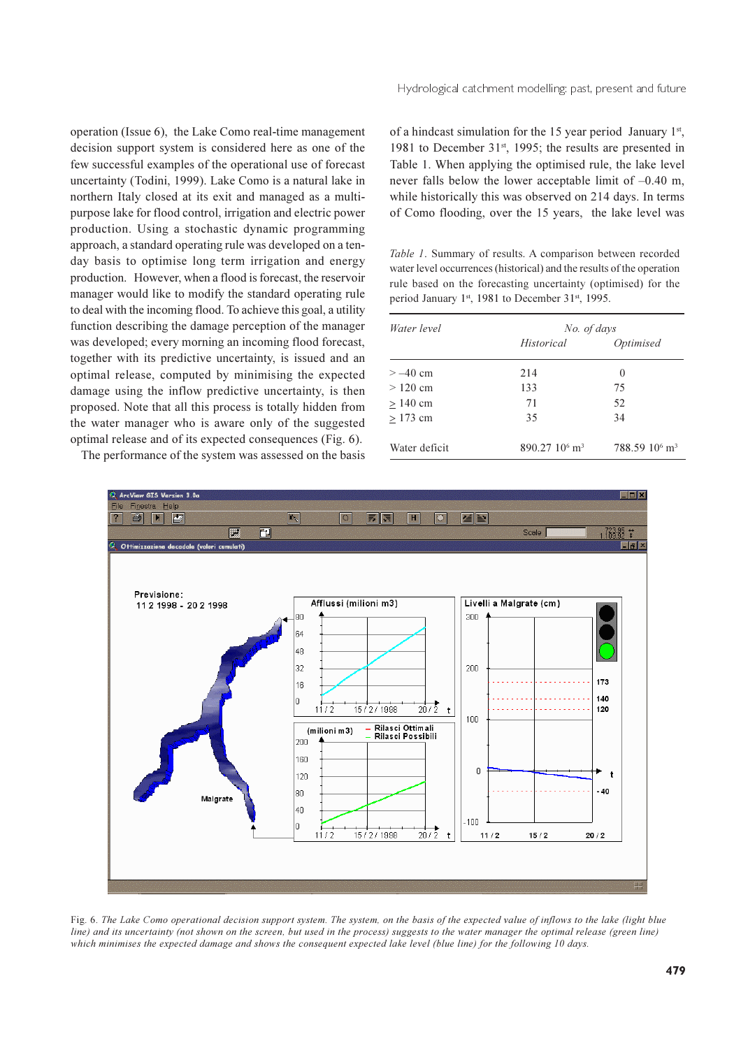operation (Issue 6), the Lake Como real-time management decision support system is considered here as one of the few successful examples of the operational use of forecast uncertainty (Todini, 1999). Lake Como is a natural lake in northern Italy closed at its exit and managed as a multi-purpose lake for flood control, irrigation and electric power production. Using a stochastic dynamic programming approach, a standard operating rule was developed on a ten-day basis to optimise long term irrigation and energy production. However, when a flood is forecast, the reservoir manager would like to modify the standard operating rule to deal with the incoming flood. To achieve this goal, a utility function describing the damage perception of the manager was developed; every morning an incoming flood forecast, together with its predictive uncertainty, is issued and an optimal release, computed by minimising the expected damage using the inflow predictive uncertainty, is then proposed. Note that all this process is totally hidden from the water manager who is aware only of the suggested optimal release and of its expected consequences (Fig. 6).

The performance of the system was assessed on the basis of a hindcast simulation for the 15 year period January 1st, 1981 to December 31st, 1995; the results are presented in Table 1. When applying the optimised rule, the lake level never falls below the lower acceptable limit of –0.40 m, while historically this was observed on 214 days. In terms of Como flooding, over the 15 years, the lake level was

*Table 1.* Summary of results. A comparison between recorded water level occurrences (historical) and the results of the operation rule based on the forecasting uncertainty (optimised) for the period January 1st, 1981 to December 31st, 1995.

| *Water level* | *No. of days* | |
|---|---|---|
| | *Historical* | *Optimised* |
| > –40 cm | 214 | 0 |
| > 120 cm | 133 | 75 |
| ≥ 140 cm | 71 | 52 |
| ≥ 173 cm | 35 | 34 |
| Water deficit | 890.27 $10^6$ m$^3$ | 788.59 $10^6$ m$^3$ |

Fig. 6. *The Lake Como operational decision support system. The system, on the basis of the expected value of inflows to the lake (light blue line) and its uncertainty (not shown on the screen, but used in the process) suggests to the water manager the optimal release (green line) which minimises the expected damage and shows the consequent expected lake level (blue line) for the following 10 days.*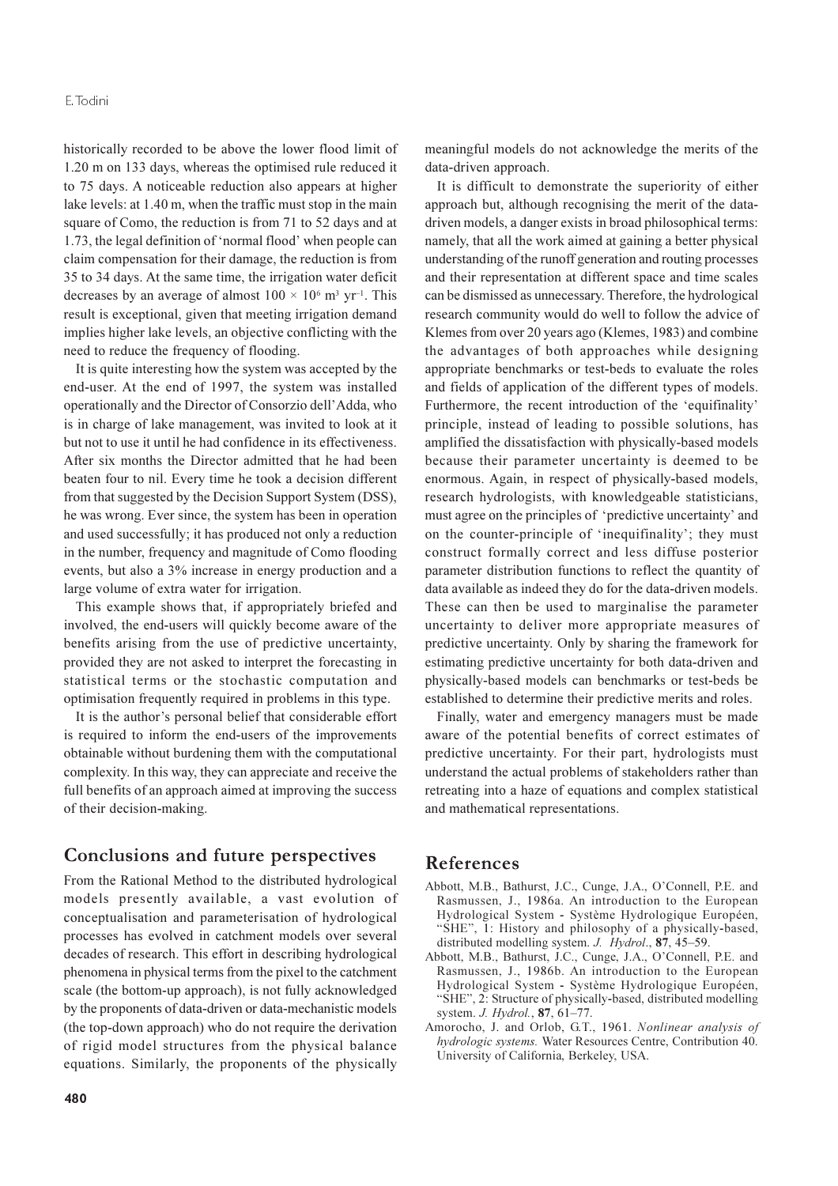historically recorded to be above the lower flood limit of 1.20 m on 133 days, whereas the optimised rule reduced it to 75 days. A noticeable reduction also appears at higher lake levels: at 1.40 m, when the traffic must stop in the main square of Como, the reduction is from 71 to 52 days and at 1.73, the legal definition of 'normal flood' when people can claim compensation for their damage, the reduction is from 35 to 34 days. At the same time, the irrigation water deficit decreases by an average of almost $100 \times 10^6$ m$^3$ yr$^{-1}$. This result is exceptional, given that meeting irrigation demand implies higher lake levels, an objective conflicting with the need to reduce the frequency of flooding.

It is quite interesting how the system was accepted by the end-user. At the end of 1997, the system was installed operationally and the Director of Consorzio dell'Adda, who is in charge of lake management, was invited to look at it but not to use it until he had confidence in its effectiveness. After six months the Director admitted that he had been beaten four to nil. Every time he took a decision different from that suggested by the Decision Support System (DSS), he was wrong. Ever since, the system has been in operation and used successfully; it has produced not only a reduction in the number, frequency and magnitude of Como flooding events, but also a 3% increase in energy production and a large volume of extra water for irrigation.

This example shows that, if appropriately briefed and involved, the end-users will quickly become aware of the benefits arising from the use of predictive uncertainty, provided they are not asked to interpret the forecasting in statistical terms or the stochastic computation and optimisation frequently required in problems in this type.

It is the author's personal belief that considerable effort is required to inform the end-users of the improvements obtainable without burdening them with the computational complexity. In this way, they can appreciate and receive the full benefits of an approach aimed at improving the success of their decision-making.

## Conclusions and future perspectives

From the Rational Method to the distributed hydrological models presently available, a vast evolution of conceptualisation and parameterisation of hydrological processes has evolved in catchment models over several decades of research. This effort in describing hydrological phenomena in physical terms from the pixel to the catchment scale (the bottom-up approach), is not fully acknowledged by the proponents of data-driven or data-mechanistic models (the top-down approach) who do not require the derivation of rigid model structures from the physical balance equations. Similarly, the proponents of the physically meaningful models do not acknowledge the merits of the data-driven approach.

It is difficult to demonstrate the superiority of either approach but, although recognising the merit of the data-driven models, a danger exists in broad philosophical terms: namely, that all the work aimed at gaining a better physical understanding of the runoff generation and routing processes and their representation at different space and time scales can be dismissed as unnecessary. Therefore, the hydrological research community would do well to follow the advice of Klemes from over 20 years ago (Klemes, 1983) and combine the advantages of both approaches while designing appropriate benchmarks or test-beds to evaluate the roles and fields of application of the different types of models. Furthermore, the recent introduction of the 'equifinality' principle, instead of leading to possible solutions, has amplified the dissatisfaction with physically-based models because their parameter uncertainty is deemed to be enormous. Again, in respect of physically-based models, research hydrologists, with knowledgeable statisticians, must agree on the principles of 'predictive uncertainty' and on the counter-principle of 'inequifinality'; they must construct formally correct and less diffuse posterior parameter distribution functions to reflect the quantity of data available as indeed they do for the data-driven models. These can then be used to marginalise the parameter uncertainty to deliver more appropriate measures of predictive uncertainty. Only by sharing the framework for estimating predictive uncertainty for both data-driven and physically-based models can benchmarks or test-beds be established to determine their predictive merits and roles.

Finally, water and emergency managers must be made aware of the potential benefits of correct estimates of predictive uncertainty. For their part, hydrologists must understand the actual problems of stakeholders rather than retreating into a haze of equations and complex statistical and mathematical representations.

## References

Abbott, M.B., Bathurst, J.C., Cunge, J.A., O'Connell, P.E. and Rasmussen, J., 1986a. An introduction to the European Hydrological System - Système Hydrologique Européen, "SHE", 1: History and philosophy of a physically-based, distributed modelling system. *J. Hydrol*., **87**, 45–59.

Abbott, M.B., Bathurst, J.C., Cunge, J.A., O'Connell, P.E. and Rasmussen, J., 1986b. An introduction to the European Hydrological System - Système Hydrologique Européen, "SHE", 2: Structure of physically-based, distributed modelling system. *J. Hydrol.*, **87**, 61–77.

Amorocho, J. and Orlob, G.T., 1961. *Nonlinear analysis of hydrologic systems.* Water Resources Centre, Contribution 40. University of California, Berkeley, USA.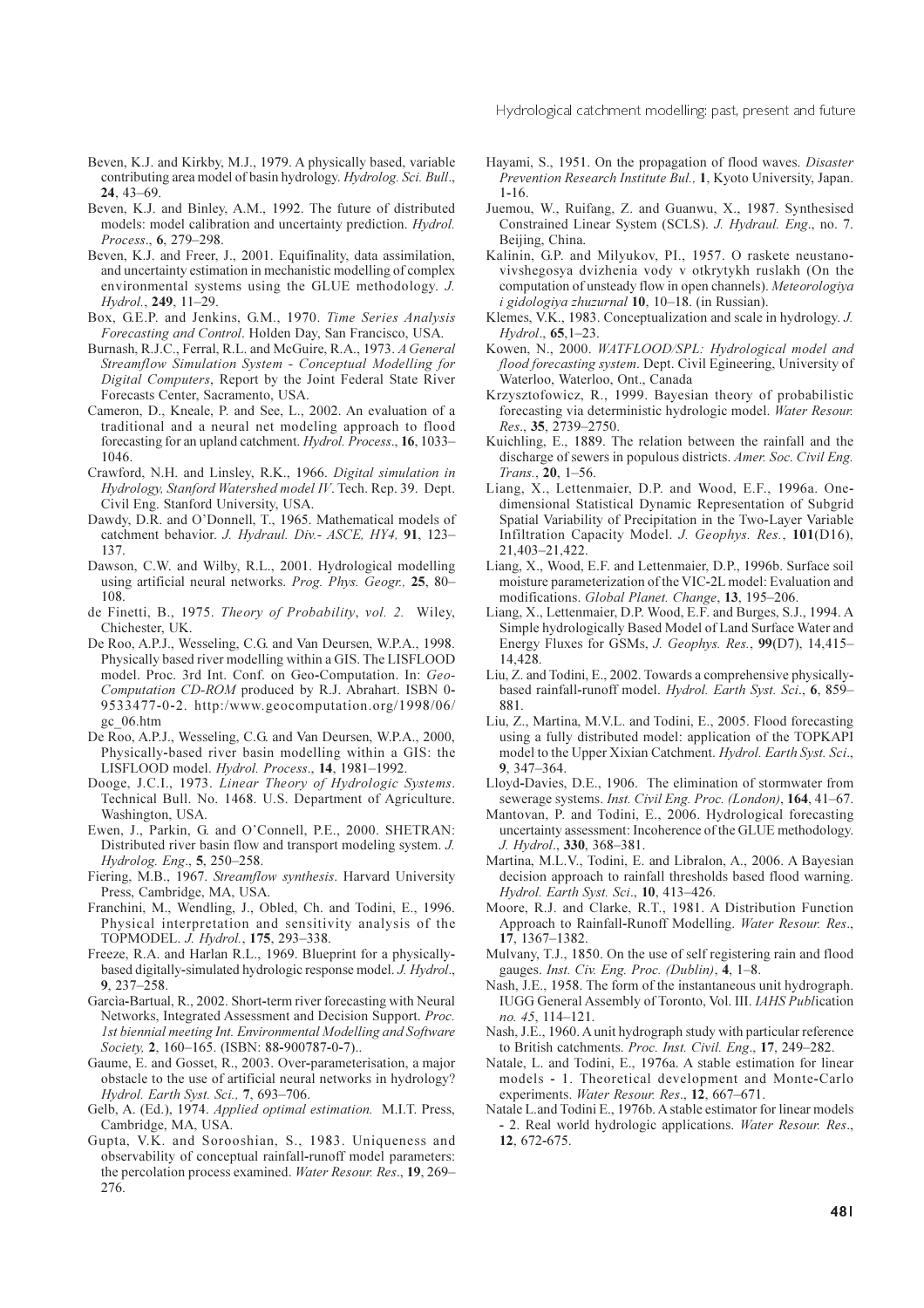Beven, K.J. and Kirkby, M.J., 1979. A physically based, variable contributing area model of basin hydrology. *Hydrolog. Sci. Bull*., **24**, 43–69.

Beven, K.J. and Binley, A.M., 1992. The future of distributed models: model calibration and uncertainty prediction. *Hydrol. Process*., **6**, 279–298.

Beven, K.J. and Freer, J., 2001. Equifinality, data assimilation, and uncertainty estimation in mechanistic modelling of complex environmental systems using the GLUE methodology. *J. Hydrol.*, **249**, 11–29.

Box, G.E.P. and Jenkins, G.M., 1970. *Time Series Analysis Forecasting and Control*. Holden Day, San Francisco, USA.

Burnash, R.J.C., Ferral, R.L. and McGuire, R.A., 1973. *A General Streamflow Simulation System - Conceptual Modelling for Digital Computers*, Report by the Joint Federal State River Forecasts Center, Sacramento, USA.

Cameron, D., Kneale, P. and See, L., 2002. An evaluation of a traditional and a neural net modeling approach to flood forecasting for an upland catchment. *Hydrol. Process*., **16**, 1033–1046.

Crawford, N.H. and Linsley, R.K., 1966. *Digital simulation in Hydrology, Stanford Watershed model IV*. Tech. Rep. 39. Dept. Civil Eng. Stanford University, USA.

Dawdy, D.R. and O'Donnell, T., 1965. Mathematical models of catchment behavior. *J. Hydraul. Div.- ASCE, HY4,* **91**, 123–137.

Dawson, C.W. and Wilby, R.L., 2001. Hydrological modelling using artificial neural networks. *Prog. Phys. Geogr.,* **25**, 80–108.

de Finetti, B., 1975. *Theory of Probability*, *vol. 2.* Wiley, Chichester, UK.

De Roo, A.P.J., Wesseling, C.G. and Van Deursen, W.P.A., 1998. Physically based river modelling within a GIS. The LISFLOOD model. Proc. 3rd Int. Conf. on Geo-Computation. In: *Geo-Computation CD-ROM* produced by R.J. Abrahart. ISBN 0-9533477-0-2. http:/www.geocomputation.org/1998/06/gc_06.htm

De Roo, A.P.J., Wesseling, C.G. and Van Deursen, W.P.A., 2000, Physically-based river basin modelling within a GIS: the LISFLOOD model. *Hydrol. Process*., **14**, 1981–1992.

Dooge, J.C.I., 1973. *Linear Theory of Hydrologic Systems*. Technical Bull. No. 1468. U.S. Department of Agriculture. Washington, USA.

Ewen, J., Parkin, G. and O'Connell, P.E., 2000. SHETRAN: Distributed river basin flow and transport modeling system. *J. Hydrolog. Eng*., **5**, 250–258.

Fiering, M.B., 1967. *Streamflow synthesis*. Harvard University Press, Cambridge, MA, USA.

Franchini, M., Wendling, J., Obled, Ch. and Todini, E., 1996. Physical interpretation and sensitivity analysis of the TOPMODEL. *J. Hydrol.*, **175**, 293–338.

Freeze, R.A. and Harlan R.L., 1969. Blueprint for a physically-based digitally-simulated hydrologic response model. *J. Hydrol*., **9**, 237–258.

Garcia-Bartual, R., 2002. Short-term river forecasting with Neural Networks, Integrated Assessment and Decision Support. *Proc. 1st biennial meeting Int. Environmental Modelling and Software Society,* **2**, 160–165. (ISBN: 88-900787-0-7)..

Gaume, E. and Gosset, R., 2003. Over-parameterisation, a major obstacle to the use of artificial neural networks in hydrology? *Hydrol. Earth Syst. Sci.,* **7**, 693–706.

Gelb, A. (Ed.), 1974. *Applied optimal estimation.* M.I.T. Press, Cambridge, MA, USA.

Gupta, V.K. and Sorooshian, S., 1983. Uniqueness and observability of conceptual rainfall-runoff model parameters: the percolation process examined. *Water Resour. Res*., **19**, 269–276.

Hayami, S., 1951. On the propagation of flood waves. *Disaster Prevention Research Institute Bul.,* **1**, Kyoto University, Japan. 1-16.

Juemou, W., Ruifang, Z. and Guanwu, X., 1987. Synthesised Constrained Linear System (SCLS). *J. Hydraul. Eng*., no. 7. Beijing, China.

Kalinin, G.P. and Milyukov, PI., 1957. O raskete neustanovivshegosya dvizhenia vody v otkrytykh ruslakh (On the computation of unsteady flow in open channels). *Meteorologiya i gidologiya zhuzurnal* **10**, 10–18. (in Russian).

Klemes, V.K., 1983. Conceptualization and scale in hydrology. *J. Hydrol*., **65**,1–23.

Kowen, N., 2000. *WATFLOOD/SPL: Hydrological model and flood forecasting system*. Dept. Civil Egineering, University of Waterloo, Waterloo, Ont., Canada

Krzysztofowicz, R., 1999. Bayesian theory of probabilistic forecasting via deterministic hydrologic model. *Water Resour. Res*., **35**, 2739–2750.

Kuichling, E., 1889. The relation between the rainfall and the discharge of sewers in populous districts. *Amer. Soc. Civil Eng. Trans.*, **20**, 1–56.

Liang, X., Lettenmaier, D.P. and Wood, E.F., 1996a. One-dimensional Statistical Dynamic Representation of Subgrid Spatial Variability of Precipitation in the Two-Layer Variable Infiltration Capacity Model. *J. Geophys. Res.*, **101**(D16), 21,403–21,422.

Liang, X., Wood, E.F. and Lettenmaier, D.P., 1996b. Surface soil moisture parameterization of the VIC-2L model: Evaluation and modifications. *Global Planet. Change*, **13**, 195–206.

Liang, X., Lettenmaier, D.P. Wood, E.F. and Burges, S.J., 1994. A Simple hydrologically Based Model of Land Surface Water and Energy Fluxes for GSMs, *J. Geophys. Res.*, **99**(D7), 14,415–14,428.

Liu, Z. and Todini, E., 2002. Towards a comprehensive physically-based rainfall-runoff model. *Hydrol. Earth Syst. Sci*., **6**, 859–881.

Liu, Z., Martina, M.V.L. and Todini, E., 2005. Flood forecasting using a fully distributed model: application of the TOPKAPI model to the Upper Xixian Catchment. *Hydrol. Earth Syst. Sci*., **9**, 347–364.

Lloyd-Davies, D.E., 1906. The elimination of stormwater from sewerage systems. *Inst. Civil Eng. Proc. (London)*, **164**, 41–67.

Mantovan, P. and Todini, E., 2006. Hydrological forecasting uncertainty assessment: Incoherence of the GLUE methodology. *J. Hydrol*., **330**, 368–381.

Martina, M.L.V., Todini, E. and Libralon, A., 2006. A Bayesian decision approach to rainfall thresholds based flood warning. *Hydrol. Earth Syst. Sci*., **10**, 413–426.

Moore, R.J. and Clarke, R.T., 1981. A Distribution Function Approach to Rainfall-Runoff Modelling. *Water Resour. Res*., **17**, 1367–1382.

Mulvany, T.J., 1850. On the use of self registering rain and flood gauges. *Inst. Civ. Eng. Proc. (Dublin)*, **4**, 1–8.

Nash, J.E., 1958. The form of the instantaneous unit hydrograph. IUGG General Assembly of Toronto, Vol. III. *IAHS Publ*ication *no. 45*, 114–121.

Nash, J.E., 1960. A unit hydrograph study with particular reference to British catchments. *Proc. Inst. Civil. Eng*., **17**, 249–282.

Natale, L. and Todini, E., 1976a. A stable estimation for linear models - 1. Theoretical development and Monte-Carlo experiments. *Water Resour. Res*., **12**, 667–671.

Natale L.and Todini E., 1976b. A stable estimator for linear models - 2. Real world hydrologic applications. *Water Resour. Res*., **12**, 672-675.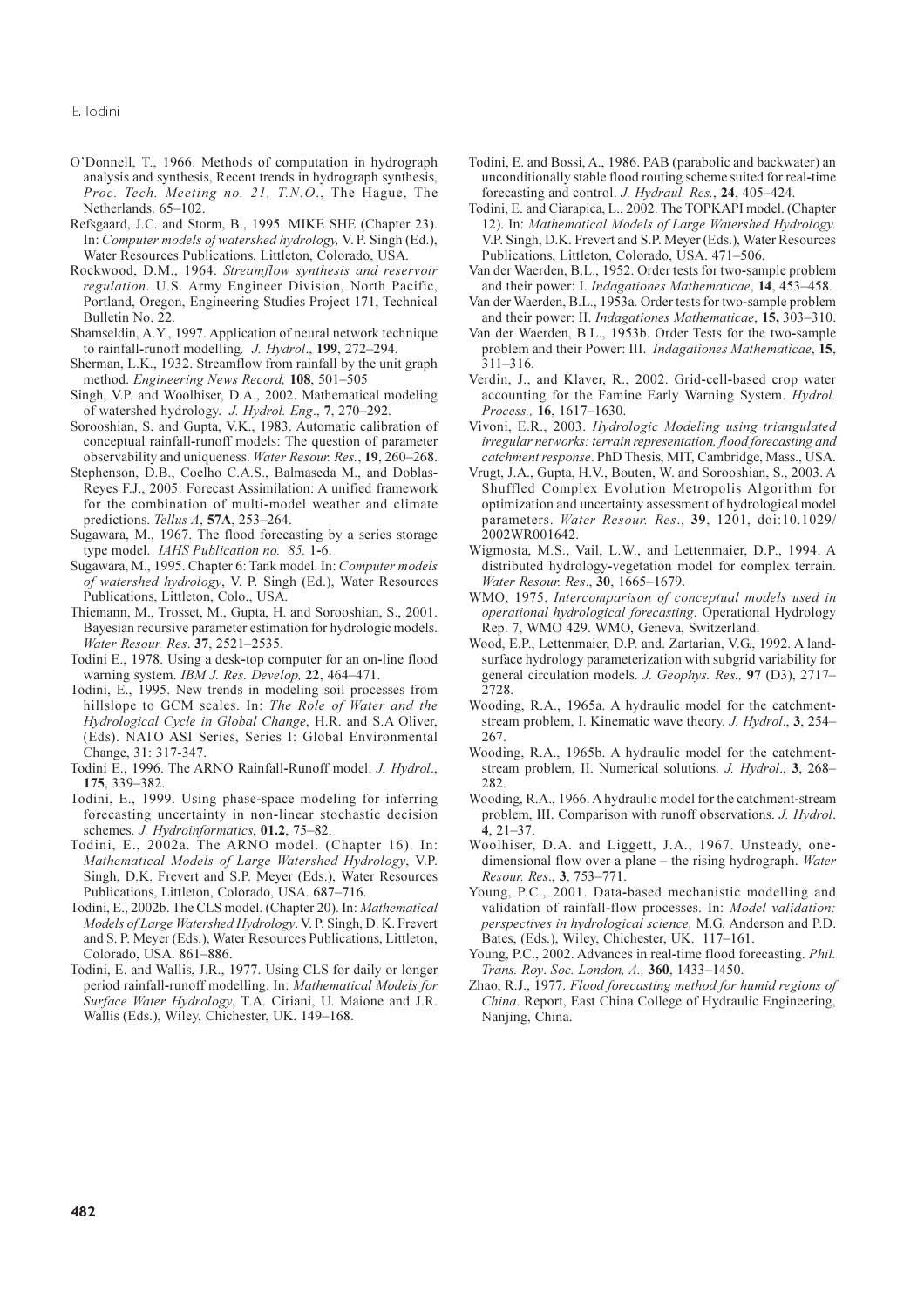O'Donnell, T., 1966. Methods of computation in hydrograph analysis and synthesis, Recent trends in hydrograph synthesis, *Proc. Tech. Meeting no. 21, T.N.O.*, The Hague, The Netherlands. 65–102.

Refsgaard, J.C. and Storm, B., 1995. MIKE SHE (Chapter 23). In: *Computer models of watershed hydrology,* V. P. Singh (Ed.), Water Resources Publications, Littleton, Colorado, USA.

Rockwood, D.M., 1964. *Streamflow synthesis and reservoir regulation*. U.S. Army Engineer Division, North Pacific, Portland, Oregon, Engineering Studies Project 171, Technical Bulletin No. 22.

Shamseldin, A.Y., 1997. Application of neural network technique to rainfall-runoff modelling*. J. Hydrol*., **199**, 272–294.

Sherman, L.K., 1932. Streamflow from rainfall by the unit graph method. *Engineering News Record,* **108**, 501–505

Singh, V.P. and Woolhiser, D.A., 2002. Mathematical modeling of watershed hydrology. *J. Hydrol. Eng*., **7**, 270–292.

Sorooshian, S. and Gupta, V.K., 1983. Automatic calibration of conceptual rainfall-runoff models: The question of parameter observability and uniqueness. *Water Resour. Res.*, **19**, 260–268.

Stephenson, D.B., Coelho C.A.S., Balmaseda M., and Doblas-Reyes F.J., 2005: Forecast Assimilation: A unified framework for the combination of multi-model weather and climate predictions. *Tellus A*, **57A**, 253–264.

Sugawara, M., 1967. The flood forecasting by a series storage type model. *IAHS Publication no. 85,* 1-6.

Sugawara, M., 1995. Chapter 6: Tank model. In: *Computer models of watershed hydrology*, V. P. Singh (Ed.), Water Resources Publications, Littleton, Colo., USA.

Thiemann, M., Trosset, M., Gupta, H. and Sorooshian, S., 2001. Bayesian recursive parameter estimation for hydrologic models. *Water Resour. Res*. **37**, 2521–2535.

Todini E., 1978. Using a desk-top computer for an on-line flood warning system. *IBM J. Res. Develop,* **22**, 464–471.

Todini, E., 1995. New trends in modeling soil processes from hillslope to GCM scales. In: *The Role of Water and the Hydrological Cycle in Global Change*, H.R. and S.A Oliver, (Eds). NATO ASI Series, Series I: Global Environmental Change, 31: 317-347.

Todini E., 1996. The ARNO Rainfall-Runoff model. *J. Hydrol*., **175**, 339–382.

Todini, E., 1999. Using phase-space modeling for inferring forecasting uncertainty in non-linear stochastic decision schemes. *J. Hydroinformatics*, **01.2**, 75–82.

Todini, E., 2002a. The ARNO model. (Chapter 16). In: *Mathematical Models of Large Watershed Hydrology*, V.P. Singh, D.K. Frevert and S.P. Meyer (Eds.), Water Resources Publications, Littleton, Colorado, USA. 687–716.

Todini, E., 2002b. The CLS model. (Chapter 20). In: *Mathematical Models of Large Watershed Hydrology*. V. P. Singh, D. K. Frevert and S. P. Meyer (Eds.), Water Resources Publications, Littleton, Colorado, USA. 861–886.

Todini, E. and Wallis, J.R., 1977. Using CLS for daily or longer period rainfall-runoff modelling. In: *Mathematical Models for Surface Water Hydrology*, T.A. Ciriani, U. Maione and J.R. Wallis (Eds.), Wiley, Chichester, UK. 149–168.

Todini, E. and Bossi, A., 1986. PAB (parabolic and backwater) an unconditionally stable flood routing scheme suited for real-time forecasting and control. *J. Hydraul. Res.*, **24**, 405–424.

Todini, E. and Ciarapica, L., 2002. The TOPKAPI model. (Chapter 12). In: *Mathematical Models of Large Watershed Hydrology.* V.P. Singh, D.K. Frevert and S.P. Meyer (Eds.), Water Resources Publications, Littleton, Colorado, USA. 471–506.

Van der Waerden, B.L., 1952. Order tests for two-sample problem and their power: I. *Indagationes Mathematicae*, **14**, 453–458.

Van der Waerden, B.L., 1953a. Order tests for two-sample problem and their power: II. *Indagationes Mathematicae*, **15,** 303–310.

Van der Waerden, B.L., 1953b. Order Tests for the two-sample problem and their Power: III. *Indagationes Mathematicae*, **15**, 311–316.

Verdin, J., and Klaver, R., 2002. Grid-cell-based crop water accounting for the Famine Early Warning System. *Hydrol. Process.,* **16**, 1617–1630.

Vivoni, E.R., 2003. *Hydrologic Modeling using triangulated irregular networks: terrain representation, flood forecasting and catchment response*. PhD Thesis, MIT, Cambridge, Mass., USA.

Vrugt, J.A., Gupta, H.V., Bouten, W. and Sorooshian, S., 2003. A Shuffled Complex Evolution Metropolis Algorithm for optimization and uncertainty assessment of hydrological model parameters. *Water Resour. Res*., **39**, 1201, doi:10.1029/2002WR001642.

Wigmosta, M.S., Vail, L.W., and Lettenmaier, D.P., 1994. A distributed hydrology-vegetation model for complex terrain. *Water Resour. Res*., **30**, 1665–1679.

WMO, 1975. *Intercomparison of conceptual models used in operational hydrological forecasting*. Operational Hydrology Rep. 7, WMO 429. WMO, Geneva, Switzerland.

Wood, E.P., Lettenmaier, D.P. and. Zartarian, V.G., 1992. A land-surface hydrology parameterization with subgrid variability for general circulation models. *J. Geophys. Res.,* **97** (D3), 2717–2728.

Wooding, R.A., 1965a. A hydraulic model for the catchment-stream problem, I. Kinematic wave theory. *J. Hydrol*., **3**, 254–267.

Wooding, R.A., 1965b. A hydraulic model for the catchment-stream problem, II. Numerical solutions. *J. Hydrol*., **3**, 268–282.

Wooding, R.A., 1966. A hydraulic model for the catchment-stream problem, III. Comparison with runoff observations. *J. Hydrol*. **4**, 21–37.

Woolhiser, D.A. and Liggett, J.A., 1967. Unsteady, one-dimensional flow over a plane – the rising hydrograph. *Water Resour. Res*., **3**, 753–771.

Young, P.C., 2001. Data-based mechanistic modelling and validation of rainfall-flow processes. In: *Model validation: perspectives in hydrological science,* M.G. Anderson and P.D. Bates, (Eds.), Wiley, Chichester, UK. 117–161.

Young, P.C., 2002. Advances in real-time flood forecasting. *Phil. Trans. Roy. Soc. London, A.,* **360**, 1433–1450.

Zhao, R.J., 1977. *Flood forecasting method for humid regions of China*. Report, East China College of Hydraulic Engineering, Nanjing, China.